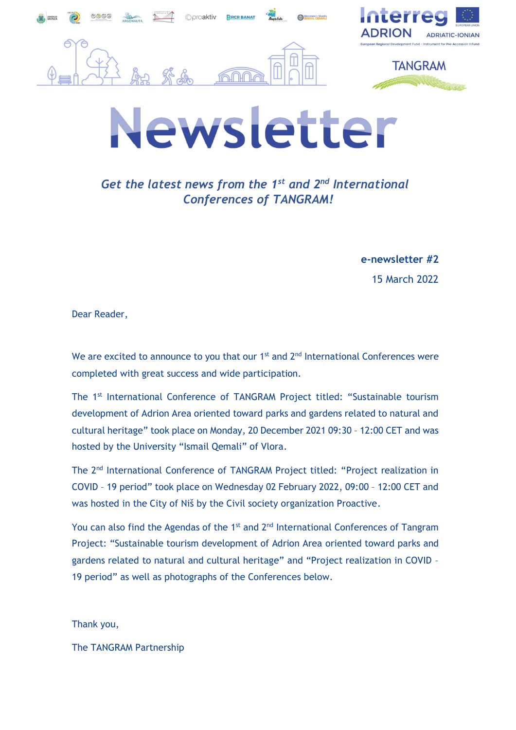# Newsletter

***Get the latest news from the 1st and 2nd International Conferences of TANGRAM!***

**e-newsletter #2**

15 March 2022

Dear Reader,

We are excited to announce to you that our 1st and 2nd International Conferences were completed with great success and wide participation.

The 1st International Conference of TANGRAM Project titled: "Sustainable tourism development of Adrion Area oriented toward parks and gardens related to natural and cultural heritage" took place on Monday, 20 December 2021 09:30 – 12:00 CET and was hosted by the University "Ismail Qemali" of Vlora.

The 2nd International Conference of TANGRAM Project titled: "Project realization in COVID – 19 period" took place on Wednesday 02 February 2022, 09:00 – 12:00 CET and was hosted in the City of Niš by the Civil society organization Proactive.

You can also find the Agendas of the 1st and 2nd International Conferences of Tangram Project: "Sustainable tourism development of Adrion Area oriented toward parks and gardens related to natural and cultural heritage" and "Project realization in COVID – 19 period" as well as photographs of the Conferences below.

Thank you,

The TANGRAM Partnership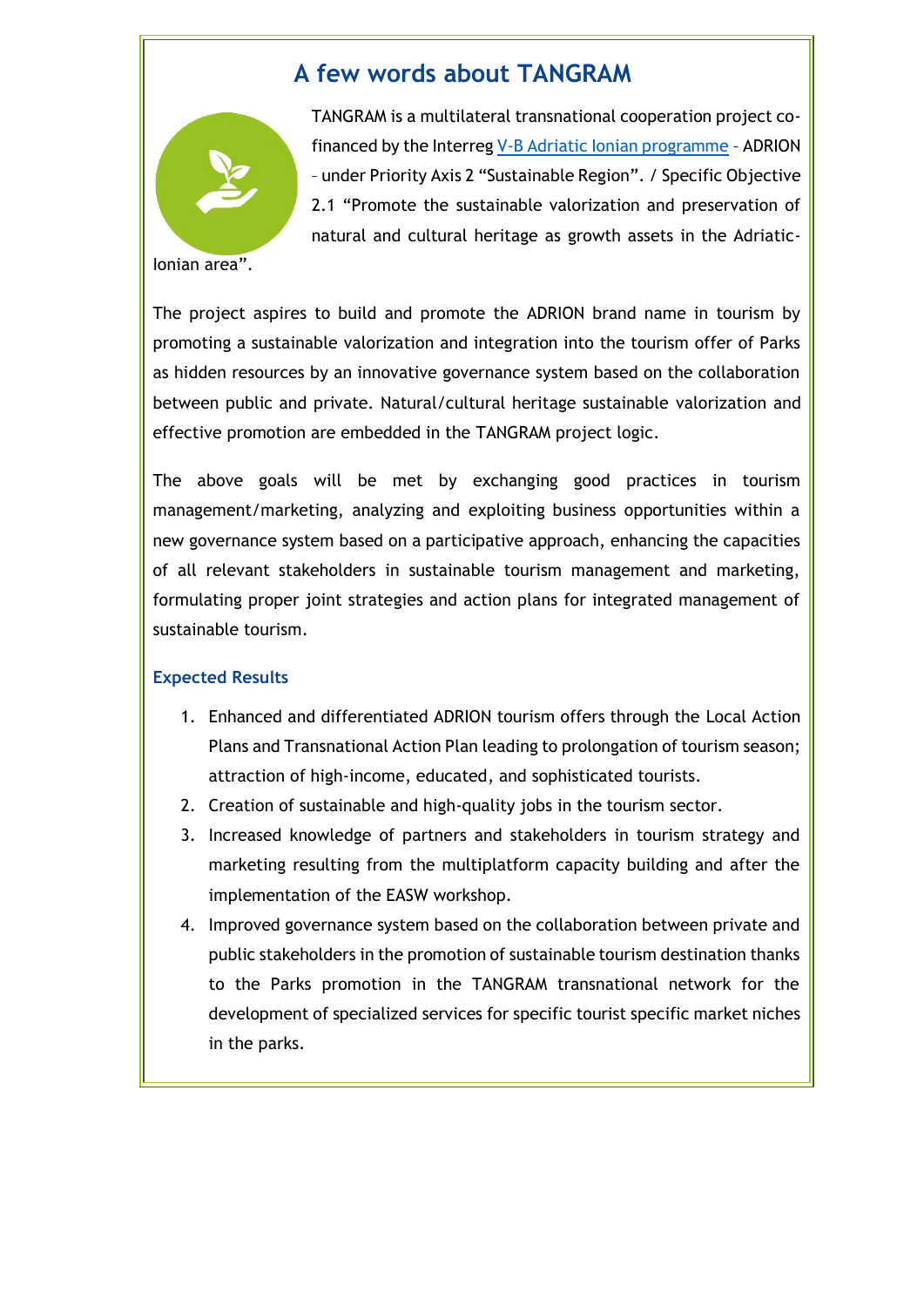# A few words about TANGRAM

TANGRAM is a multilateral transnational cooperation project co-financed by the Interreg V-B Adriatic Ionian programme – ADRION – under Priority Axis 2 "Sustainable Region". / Specific Objective 2.1 "Promote the sustainable valorization and preservation of natural and cultural heritage as growth assets in the Adriatic-Ionian area".

The project aspires to build and promote the ADRION brand name in tourism by promoting a sustainable valorization and integration into the tourism offer of Parks as hidden resources by an innovative governance system based on the collaboration between public and private. Natural/cultural heritage sustainable valorization and effective promotion are embedded in the TANGRAM project logic.

The above goals will be met by exchanging good practices in tourism management/marketing, analyzing and exploiting business opportunities within a new governance system based on a participative approach, enhancing the capacities of all relevant stakeholders in sustainable tourism management and marketing, formulating proper joint strategies and action plans for integrated management of sustainable tourism.

### Expected Results

1. Enhanced and differentiated ADRION tourism offers through the Local Action Plans and Transnational Action Plan leading to prolongation of tourism season; attraction of high-income, educated, and sophisticated tourists.
2. Creation of sustainable and high-quality jobs in the tourism sector.
3. Increased knowledge of partners and stakeholders in tourism strategy and marketing resulting from the multiplatform capacity building and after the implementation of the EASW workshop.
4. Improved governance system based on the collaboration between private and public stakeholders in the promotion of sustainable tourism destination thanks to the Parks promotion in the TANGRAM transnational network for the development of specialized services for specific tourist specific market niches in the parks.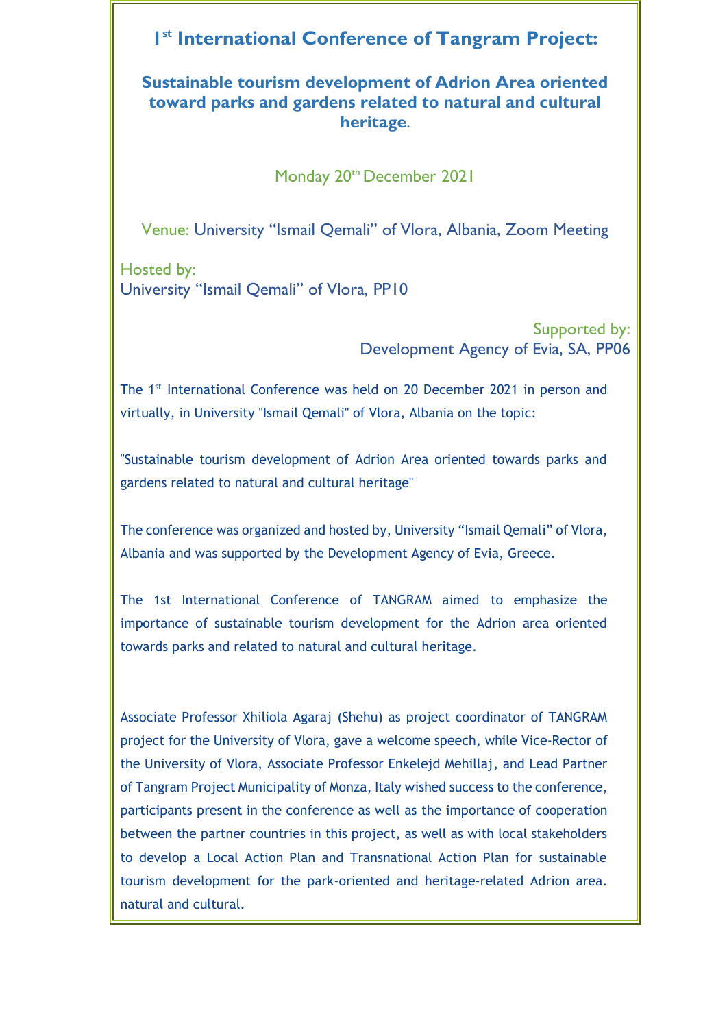# 1st International Conference of Tangram Project:

## Sustainable tourism development of Adrion Area oriented toward parks and gardens related to natural and cultural heritage.

Monday 20th December 2021

Venue: University "Ismail Qemali" of Vlora, Albania, Zoom Meeting

Hosted by:
University "Ismail Qemali" of Vlora, PP10

Supported by:
Development Agency of Evia, SA, PP06

The 1st International Conference was held on 20 December 2021 in person and virtually, in University "Ismail Qemali" of Vlora, Albania on the topic:

"Sustainable tourism development of Adrion Area oriented towards parks and gardens related to natural and cultural heritage"

The conference was organized and hosted by, University "Ismail Qemali" of Vlora, Albania and was supported by the Development Agency of Evia, Greece.

The 1st International Conference of TANGRAM aimed to emphasize the importance of sustainable tourism development for the Adrion area oriented towards parks and related to natural and cultural heritage.

Associate Professor Xhiliola Agaraj (Shehu) as project coordinator of TANGRAM project for the University of Vlora, gave a welcome speech, while Vice-Rector of the University of Vlora, Associate Professor Enkelejd Mehillaj, and Lead Partner of Tangram Project Municipality of Monza, Italy wished success to the conference, participants present in the conference as well as the importance of cooperation between the partner countries in this project, as well as with local stakeholders to develop a Local Action Plan and Transnational Action Plan for sustainable tourism development for the park-oriented and heritage-related Adrion area. natural and cultural.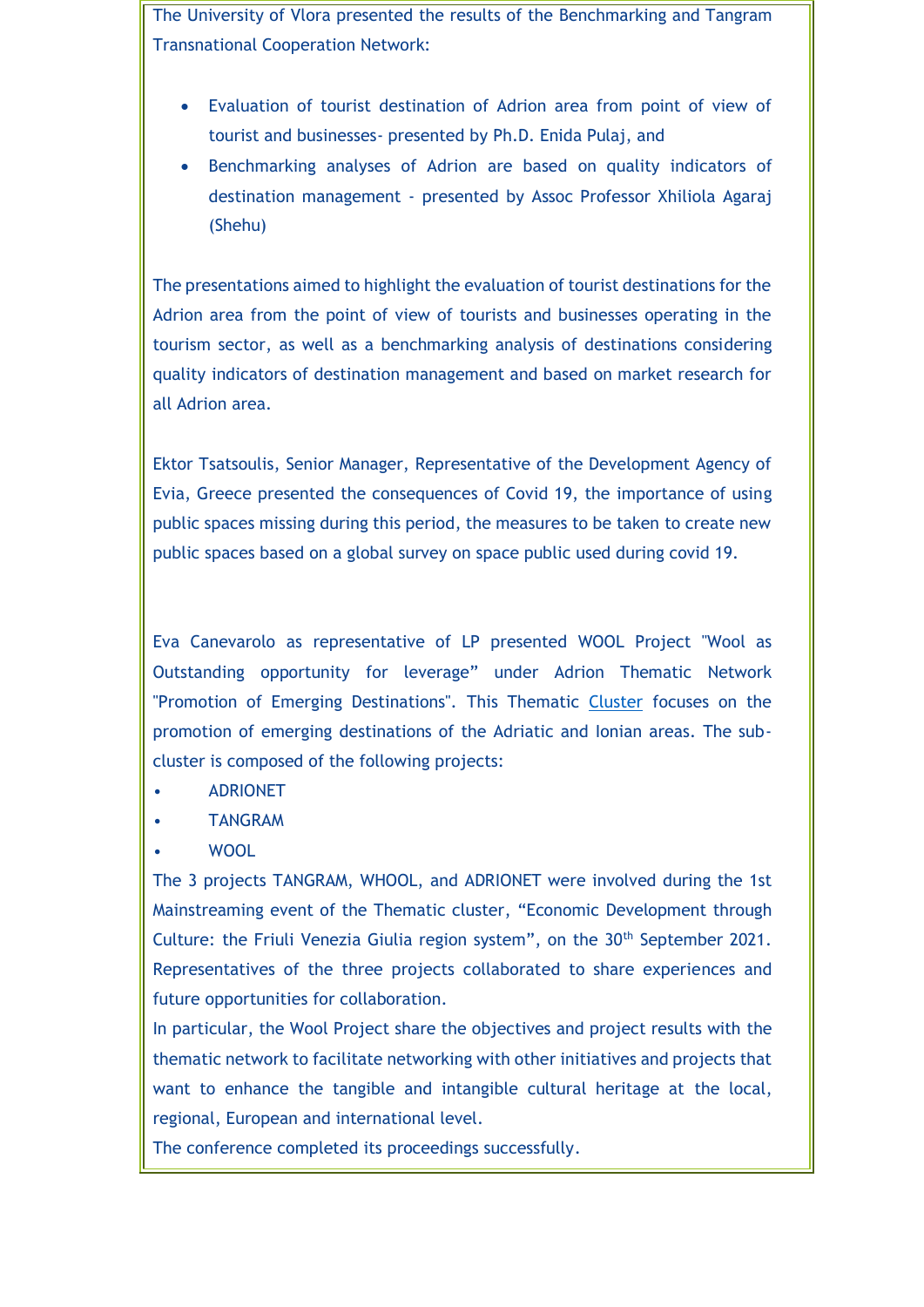The University of Vlora presented the results of the Benchmarking and Tangram Transnational Cooperation Network:

- Evaluation of tourist destination of Adrion area from point of view of tourist and businesses- presented by Ph.D. Enida Pulaj, and
- Benchmarking analyses of Adrion are based on quality indicators of destination management - presented by Assoc Professor Xhiliola Agaraj (Shehu)

The presentations aimed to highlight the evaluation of tourist destinations for the Adrion area from the point of view of tourists and businesses operating in the tourism sector, as well as a benchmarking analysis of destinations considering quality indicators of destination management and based on market research for all Adrion area.

Ektor Tsatsoulis, Senior Manager, Representative of the Development Agency of Evia, Greece presented the consequences of Covid 19, the importance of using public spaces missing during this period, the measures to be taken to create new public spaces based on a global survey on space public used during covid 19.

Eva Canevarolo as representative of LP presented WOOL Project "Wool as Outstanding opportunity for leverage" under Adrion Thematic Network "Promotion of Emerging Destinations". This Thematic Cluster focuses on the promotion of emerging destinations of the Adriatic and Ionian areas. The sub-cluster is composed of the following projects:

- ADRIONET
- TANGRAM
- WOOL

The 3 projects TANGRAM, WHOOL, and ADRIONET were involved during the 1st Mainstreaming event of the Thematic cluster, "Economic Development through Culture: the Friuli Venezia Giulia region system", on the 30th September 2021. Representatives of the three projects collaborated to share experiences and future opportunities for collaboration.

In particular, the Wool Project share the objectives and project results with the thematic network to facilitate networking with other initiatives and projects that want to enhance the tangible and intangible cultural heritage at the local, regional, European and international level.

The conference completed its proceedings successfully.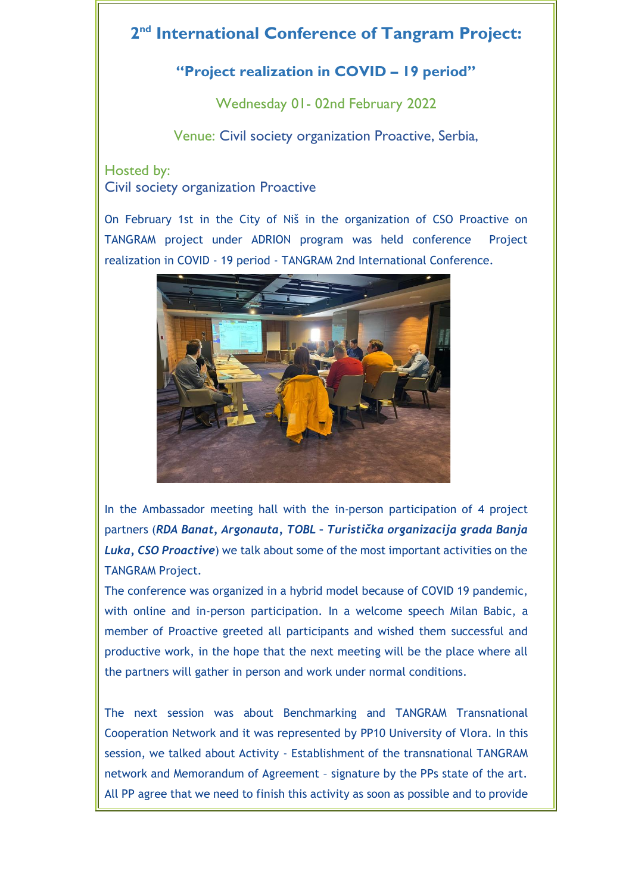# 2nd International Conference of Tangram Project:

## "Project realization in COVID – 19 period"

Wednesday 01- 02nd February 2022

Venue: Civil society organization Proactive, Serbia,

Hosted by:
Civil society organization Proactive

On February 1st in the City of Niš in the organization of CSO Proactive on TANGRAM project under ADRION program was held conference Project realization in COVID - 19 period - TANGRAM 2nd International Conference.

In the Ambassador meeting hall with the in-person participation of 4 project partners (***RDA Banat*, *Argonauta*, *TOBL – Turistička organizacija grada Banja Luka*, *CSO Proactive***) we talk about some of the most important activities on the TANGRAM Project.

The conference was organized in a hybrid model because of COVID 19 pandemic, with online and in-person participation. In a welcome speech Milan Babic, a member of Proactive greeted all participants and wished them successful and productive work, in the hope that the next meeting will be the place where all the partners will gather in person and work under normal conditions.

The next session was about Benchmarking and TANGRAM Transnational Cooperation Network and it was represented by PP10 University of Vlora. In this session, we talked about Activity - Establishment of the transnational TANGRAM network and Memorandum of Agreement – signature by the PPs state of the art. All PP agree that we need to finish this activity as soon as possible and to provide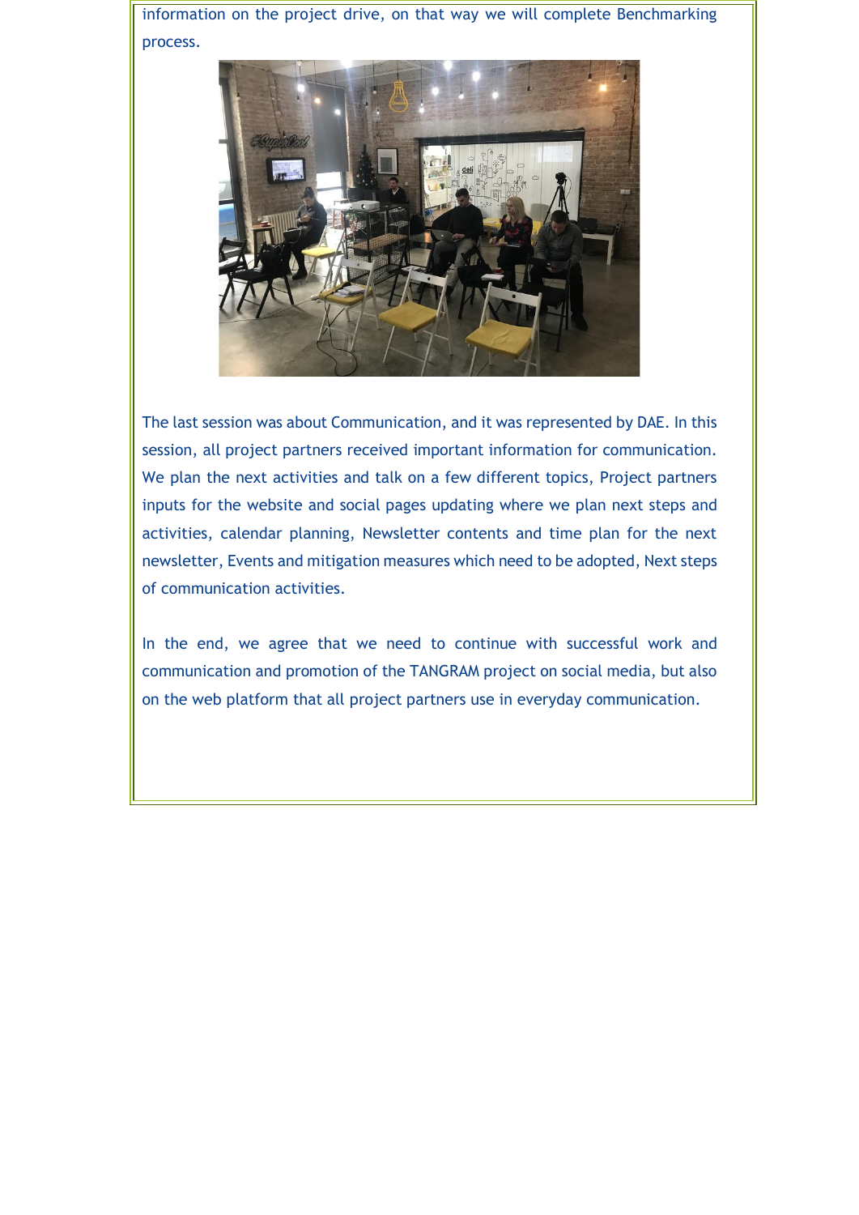information on the project drive, on that way we will complete Benchmarking process.

The last session was about Communication, and it was represented by DAE. In this session, all project partners received important information for communication. We plan the next activities and talk on a few different topics, Project partners inputs for the website and social pages updating where we plan next steps and activities, calendar planning, Newsletter contents and time plan for the next newsletter, Events and mitigation measures which need to be adopted, Next steps of communication activities.

In the end, we agree that we need to continue with successful work and communication and promotion of the TANGRAM project on social media, but also on the web platform that all project partners use in everyday communication.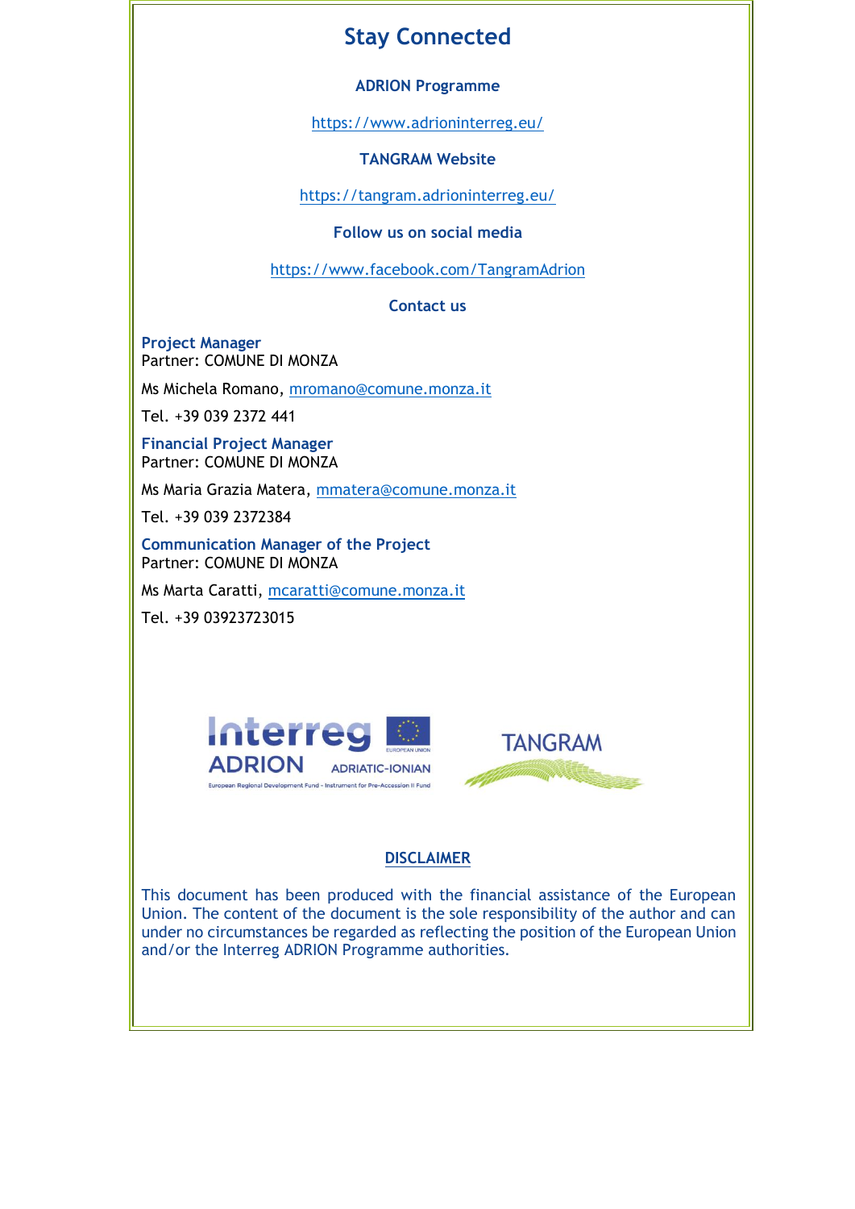# Stay Connected

**ADRION Programme**

https://www.adrioninterreg.eu/

**TANGRAM Website**

https://tangram.adrioninterreg.eu/

**Follow us on social media**

https://www.facebook.com/TangramAdrion

**Contact us**

**Project Manager**
Partner: COMUNE DI MONZA

Ms Michela Romano, mromano@comune.monza.it

Tel. +39 039 2372 441

**Financial Project Manager**
Partner: COMUNE DI MONZA

Ms Maria Grazia Matera, mmatera@comune.monza.it

Tel. +39 039 2372384

**Communication Manager of the Project**
Partner: COMUNE DI MONZA

Ms Marta Caratti, mcaratti@comune.monza.it

Tel. +39 03923723015

Interreg ADRION ADRIATIC-IONIAN
European Regional Development Fund - Instrument for Pre-Accession II Fund
EUROPEAN UNION

TANGRAM

**DISCLAIMER**

This document has been produced with the financial assistance of the European Union. The content of the document is the sole responsibility of the author and can under no circumstances be regarded as reflecting the position of the European Union and/or the Interreg ADRION Programme authorities.